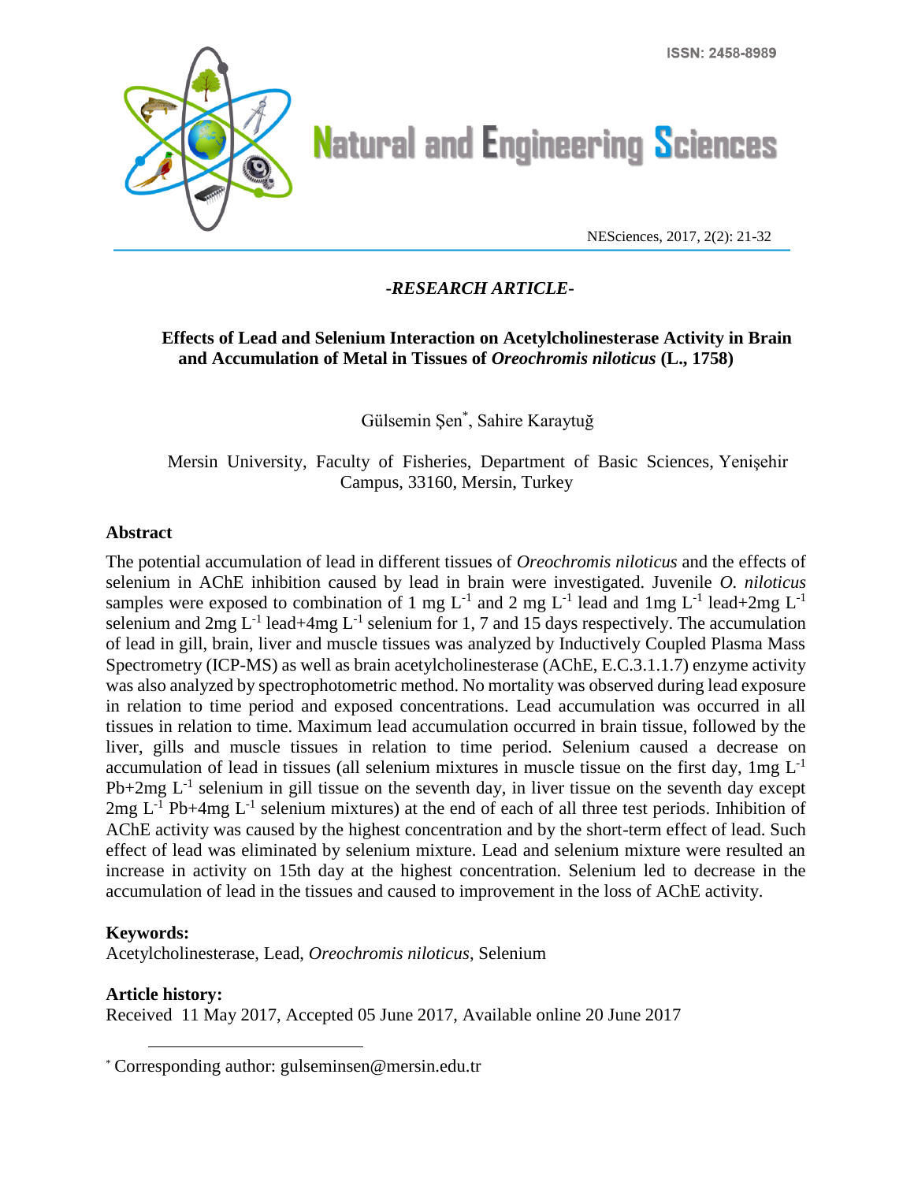*-RESEARCH ARTICLE-*

# Effects of Lead and Selenium Interaction on Acetylcholinesterase Activity in Brain and Accumulation of Metal in Tissues of *Oreochromis niloticus* (L., 1758)

Gülsemin Şen[*], Sahire Karaytuğ

Mersin University, Faculty of Fisheries, Department of Basic Sciences, Yenişehir Campus, 33160, Mersin, Turkey

## Abstract

The potential accumulation of lead in different tissues of *Oreochromis niloticus* and the effects of selenium in AChE inhibition caused by lead in brain were investigated. Juvenile *O. niloticus* samples were exposed to combination of 1 mg $L^{-1}$ and 2 mg $L^{-1}$ lead and 1mg $L^{-1}$ lead+2mg $L^{-1}$ selenium and 2mg $L^{-1}$ lead+4mg $L^{-1}$ selenium for 1, 7 and 15 days respectively. The accumulation of lead in gill, brain, liver and muscle tissues was analyzed by Inductively Coupled Plasma Mass Spectrometry (ICP-MS) as well as brain acetylcholinesterase (AChE, E.C.3.1.1.7) enzyme activity was also analyzed by spectrophotometric method. No mortality was observed during lead exposure in relation to time period and exposed concentrations. Lead accumulation was occurred in all tissues in relation to time. Maximum lead accumulation occurred in brain tissue, followed by the liver, gills and muscle tissues in relation to time period. Selenium caused a decrease on accumulation of lead in tissues (all selenium mixtures in muscle tissue on the first day, 1mg $L^{-1}$ Pb+2mg $L^{-1}$ selenium in gill tissue on the seventh day, in liver tissue on the seventh day except 2mg $L^{-1}$ Pb+4mg $L^{-1}$ selenium mixtures) at the end of each of all three test periods. Inhibition of AChE activity was caused by the highest concentration and by the short-term effect of lead. Such effect of lead was eliminated by selenium mixture. Lead and selenium mixture were resulted an increase in activity on 15th day at the highest concentration. Selenium led to decrease in the accumulation of lead in the tissues and caused to improvement in the loss of AChE activity.

**Keywords:**
Acetylcholinesterase, Lead, *Oreochromis niloticus*, Selenium

**Article history:**
Received 11 May 2017, Accepted 05 June 2017, Available online 20 June 2017

---

[*] Corresponding author: gulseminsen@mersin.edu.tr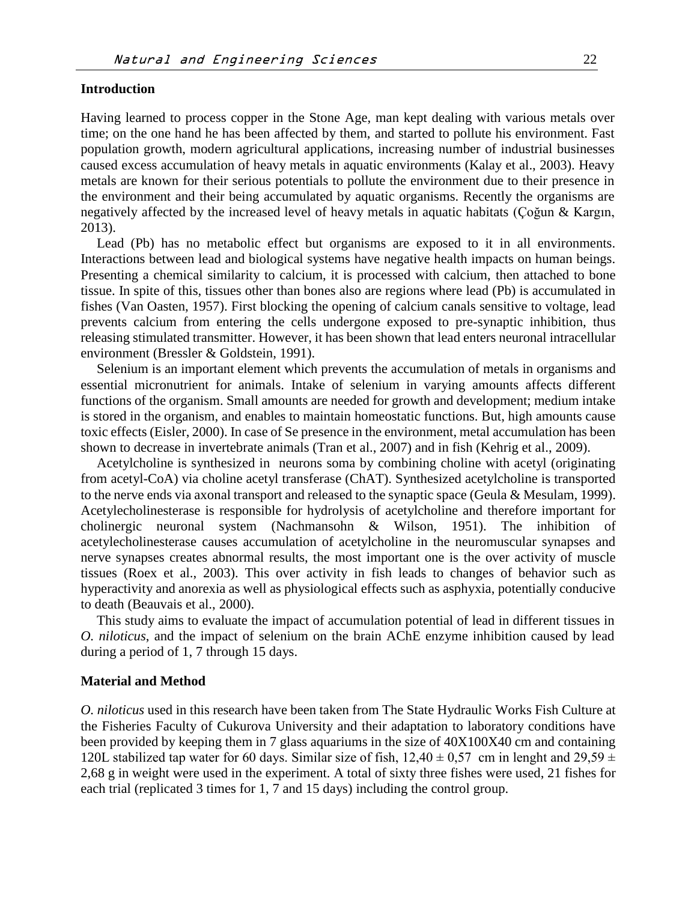## Introduction

Having learned to process copper in the Stone Age, man kept dealing with various metals over time; on the one hand he has been affected by them, and started to pollute his environment. Fast population growth, modern agricultural applications, increasing number of industrial businesses caused excess accumulation of heavy metals in aquatic environments (Kalay et al., 2003). Heavy metals are known for their serious potentials to pollute the environment due to their presence in the environment and their being accumulated by aquatic organisms. Recently the organisms are negatively affected by the increased level of heavy metals in aquatic habitats (Çoğun & Kargın, 2013).

Lead (Pb) has no metabolic effect but organisms are exposed to it in all environments. Interactions between lead and biological systems have negative health impacts on human beings. Presenting a chemical similarity to calcium, it is processed with calcium, then attached to bone tissue. In spite of this, tissues other than bones also are regions where lead (Pb) is accumulated in fishes (Van Oasten, 1957). First blocking the opening of calcium canals sensitive to voltage, lead prevents calcium from entering the cells undergone exposed to pre-synaptic inhibition, thus releasing stimulated transmitter. However, it has been shown that lead enters neuronal intracellular environment (Bressler & Goldstein, 1991).

Selenium is an important element which prevents the accumulation of metals in organisms and essential micronutrient for animals. Intake of selenium in varying amounts affects different functions of the organism. Small amounts are needed for growth and development; medium intake is stored in the organism, and enables to maintain homeostatic functions. But, high amounts cause toxic effects (Eisler, 2000). In case of Se presence in the environment, metal accumulation has been shown to decrease in invertebrate animals (Tran et al., 2007) and in fish (Kehrig et al., 2009).

Acetylcholine is synthesized in neurons soma by combining choline with acetyl (originating from acetyl-CoA) via choline acetyl transferase (ChAT). Synthesized acetylcholine is transported to the nerve ends via axonal transport and released to the synaptic space (Geula & Mesulam, 1999). Acetylecholinesterase is responsible for hydrolysis of acetylcholine and therefore important for cholinergic neuronal system (Nachmansohn & Wilson, 1951). The inhibition of acetylecholinesterase causes accumulation of acetylcholine in the neuromuscular synapses and nerve synapses creates abnormal results, the most important one is the over activity of muscle tissues (Roex et al., 2003). This over activity in fish leads to changes of behavior such as hyperactivity and anorexia as well as physiological effects such as asphyxia, potentially conducive to death (Beauvais et al., 2000).

This study aims to evaluate the impact of accumulation potential of lead in different tissues in *O. niloticus*, and the impact of selenium on the brain AChE enzyme inhibition caused by lead during a period of 1, 7 through 15 days.

## Material and Method

*O. niloticus* used in this research have been taken from The State Hydraulic Works Fish Culture at the Fisheries Faculty of Cukurova University and their adaptation to laboratory conditions have been provided by keeping them in 7 glass aquariums in the size of 40X100X40 cm and containing 120L stabilized tap water for 60 days. Similar size of fish, $12,40 \pm 0,57$ cm in lenght and $29,59 \pm 2,68$ g in weight were used in the experiment. A total of sixty three fishes were used, 21 fishes for each trial (replicated 3 times for 1, 7 and 15 days) including the control group.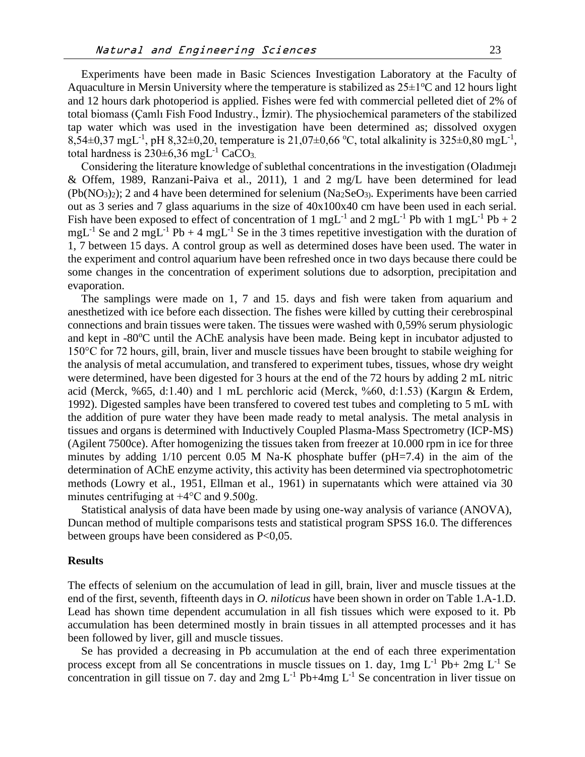Experiments have been made in Basic Sciences Investigation Laboratory at the Faculty of Aquaculture in Mersin University where the temperature is stabilized as 25±1ºC and 12 hours light and 12 hours dark photoperiod is applied. Fishes were fed with commercial pelleted diet of 2% of total biomass (Çamlı Fish Food Industry., İzmir). The physiochemical parameters of the stabilized tap water which was used in the investigation have been determined as; dissolved oxygen 8,54±0,37 $mgL^{-1}$, pH 8,32±0,20, temperature is 21,07±0,66 ºC, total alkalinity is 325±0,80 $mgL^{-1}$, total hardness is 230±6,36 $mgL^{-1}$ $CaCO_3$.

Considering the literature knowledge of sublethal concentrations in the investigation (Oladımejı & Offem, 1989, Ranzani-Paiva et al., 2011), 1 and 2 mg/L have been determined for lead ($Pb(NO_3)_2$); 2 and 4 have been determined for selenium ($Na_2SeO_3$). Experiments have been carried out as 3 series and 7 glass aquariums in the size of 40x100x40 cm have been used in each serial. Fish have been exposed to effect of concentration of 1 $mgL^{-1}$ and 2 $mgL^{-1}$ Pb with 1 $mgL^{-1}$ Pb + 2 $mgL^{-1}$ Se and 2 $mgL^{-1}$ Pb + 4 $mgL^{-1}$ Se in the 3 times repetitive investigation with the duration of 1, 7 between 15 days. A control group as well as determined doses have been used. The water in the experiment and control aquarium have been refreshed once in two days because there could be some changes in the concentration of experiment solutions due to adsorption, precipitation and evaporation.

The samplings were made on 1, 7 and 15. days and fish were taken from aquarium and anesthetized with ice before each dissection. The fishes were killed by cutting their cerebrospinal connections and brain tissues were taken. The tissues were washed with 0,59% serum physiologic and kept in -80ºC until the AChE analysis have been made. Being kept in incubator adjusted to 150°C for 72 hours, gill, brain, liver and muscle tissues have been brought to stabile weighing for the analysis of metal accumulation, and transfered to experiment tubes, tissues, whose dry weight were determined, have been digested for 3 hours at the end of the 72 hours by adding 2 mL nitric acid (Merck, %65, d:1.40) and 1 mL perchloric acid (Merck, %60, d:1.53) (Kargın & Erdem, 1992). Digested samples have been transfered to covered test tubes and completing to 5 mL with the addition of pure water they have been made ready to metal analysis. The metal analysis in tissues and organs is determined with Inductively Coupled Plasma-Mass Spectrometry (ICP-MS) (Agilent 7500ce). After homogenizing the tissues taken from freezer at 10.000 rpm in ice for three minutes by adding 1/10 percent 0.05 M Na-K phosphate buffer (pH=7.4) in the aim of the determination of AChE enzyme activity, this activity has been determined via spectrophotometric methods (Lowry et al., 1951, Ellman et al., 1961) in supernatants which were attained via 30 minutes centrifuging at +4°C and 9.500g.

Statistical analysis of data have been made by using one-way analysis of variance (ANOVA), Duncan method of multiple comparisons tests and statistical program SPSS 16.0. The differences between groups have been considered as $P<0,05$.

## Results

The effects of selenium on the accumulation of lead in gill, brain, liver and muscle tissues at the end of the first, seventh, fifteenth days in *O. niloticus* have been shown in order on Table 1.A-1.D. Lead has shown time dependent accumulation in all fish tissues which were exposed to it. Pb accumulation has been determined mostly in brain tissues in all attempted processes and it has been followed by liver, gill and muscle tissues.

Se has provided a decreasing in Pb accumulation at the end of each three experimentation process except from all Se concentrations in muscle tissues on 1. day, 1mg $L^{-1}$ Pb+ 2mg $L^{-1}$ Se concentration in gill tissue on 7. day and 2mg $L^{-1}$ Pb+4mg $L^{-1}$ Se concentration in liver tissue on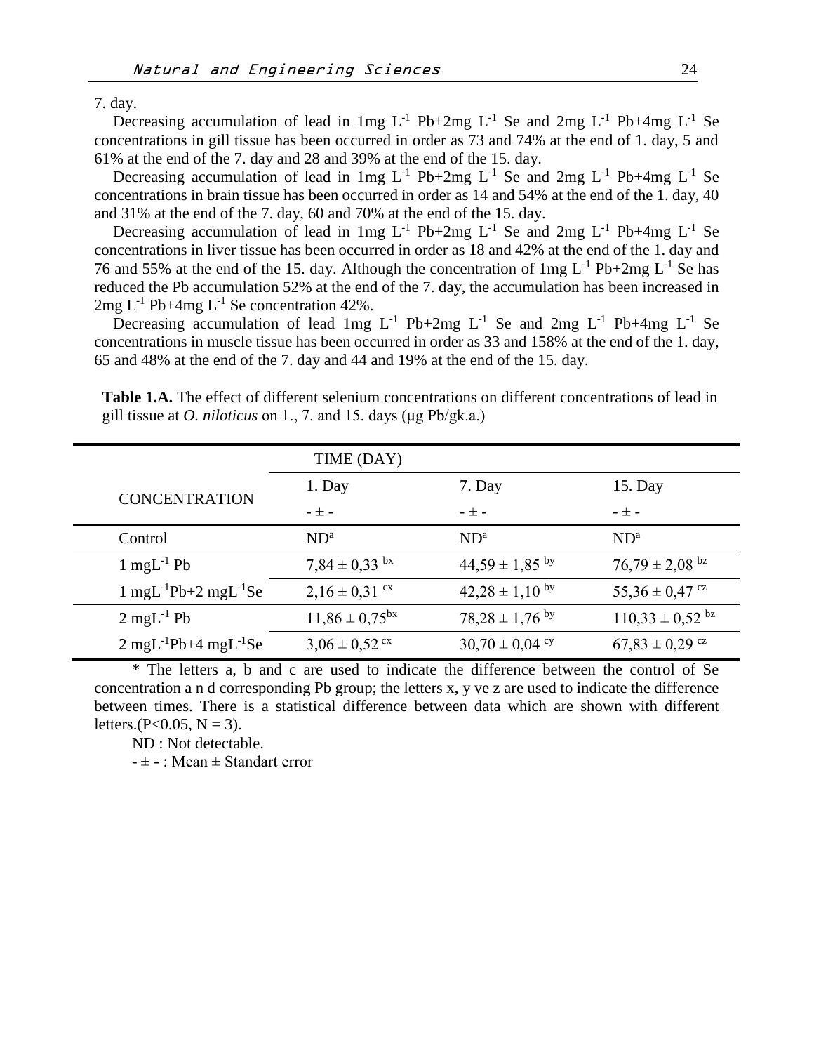7. day.

Decreasing accumulation of lead in 1mg $L^{-1}$ Pb+2mg $L^{-1}$ Se and 2mg $L^{-1}$ Pb+4mg $L^{-1}$ Se concentrations in gill tissue has been occurred in order as 73 and 74% at the end of 1. day, 5 and 61% at the end of the 7. day and 28 and 39% at the end of the 15. day.

Decreasing accumulation of lead in 1mg $L^{-1}$ Pb+2mg $L^{-1}$ Se and 2mg $L^{-1}$ Pb+4mg $L^{-1}$ Se concentrations in brain tissue has been occurred in order as 14 and 54% at the end of the 1. day, 40 and 31% at the end of the 7. day, 60 and 70% at the end of the 15. day.

Decreasing accumulation of lead in 1mg $L^{-1}$ Pb+2mg $L^{-1}$ Se and 2mg $L^{-1}$ Pb+4mg $L^{-1}$ Se concentrations in liver tissue has been occurred in order as 18 and 42% at the end of the 1. day and 76 and 55% at the end of the 15. day. Although the concentration of 1mg $L^{-1}$ Pb+2mg $L^{-1}$ Se has reduced the Pb accumulation 52% at the end of the 7. day, the accumulation has been increased in 2mg $L^{-1}$ Pb+4mg $L^{-1}$ Se concentration 42%.

Decreasing accumulation of lead 1mg $L^{-1}$ Pb+2mg $L^{-1}$ Se and 2mg $L^{-1}$ Pb+4mg $L^{-1}$ Se concentrations in muscle tissue has been occurred in order as 33 and 158% at the end of the 1. day, 65 and 48% at the end of the 7. day and 44 and 19% at the end of the 15. day.

**Table 1.A.** The effect of different selenium concentrations on different concentrations of lead in gill tissue at *O. niloticus* on 1., 7. and 15. days (μg Pb/gk.a.)

| CONCENTRATION | TIME (DAY) | | |
|---|---|---|---|
| | 1. Day | 7. Day | 15. Day |
| | - ± - | - ± - | - ± - |
| Control | ND$^{a}$ | ND$^{a}$ | ND$^{a}$ |
| 1 $mgL^{-1}$ Pb | 7,84 ± 0,33 $^{bx}$ | 44,59 ± 1,85 $^{by}$ | 76,79 ± 2,08 $^{bz}$ |
| 1 $mgL^{-1}$Pb+2 $mgL^{-1}$Se | 2,16 ± 0,31 $^{cx}$ | 42,28 ± 1,10 $^{by}$ | 55,36 ± 0,47 $^{cz}$ |
| 2 $mgL^{-1}$ Pb | 11,86 ± 0,75$^{bx}$ | 78,28 ± 1,76 $^{by}$ | 110,33 ± 0,52 $^{bz}$ |
| 2 $mgL^{-1}$Pb+4 $mgL^{-1}$Se | 3,06 ± 0,52 $^{cx}$ | 30,70 ± 0,04 $^{cy}$ | 67,83 ± 0,29 $^{cz}$ |

\* The letters a, b and c are used to indicate the difference between the control of Se concentration a n d corresponding Pb group; the letters x, y ve z are used to indicate the difference between times. There is a statistical difference between data which are shown with different letters.($P<0.05$, $N = 3$).

ND : Not detectable.

- ± - : Mean ± Standart error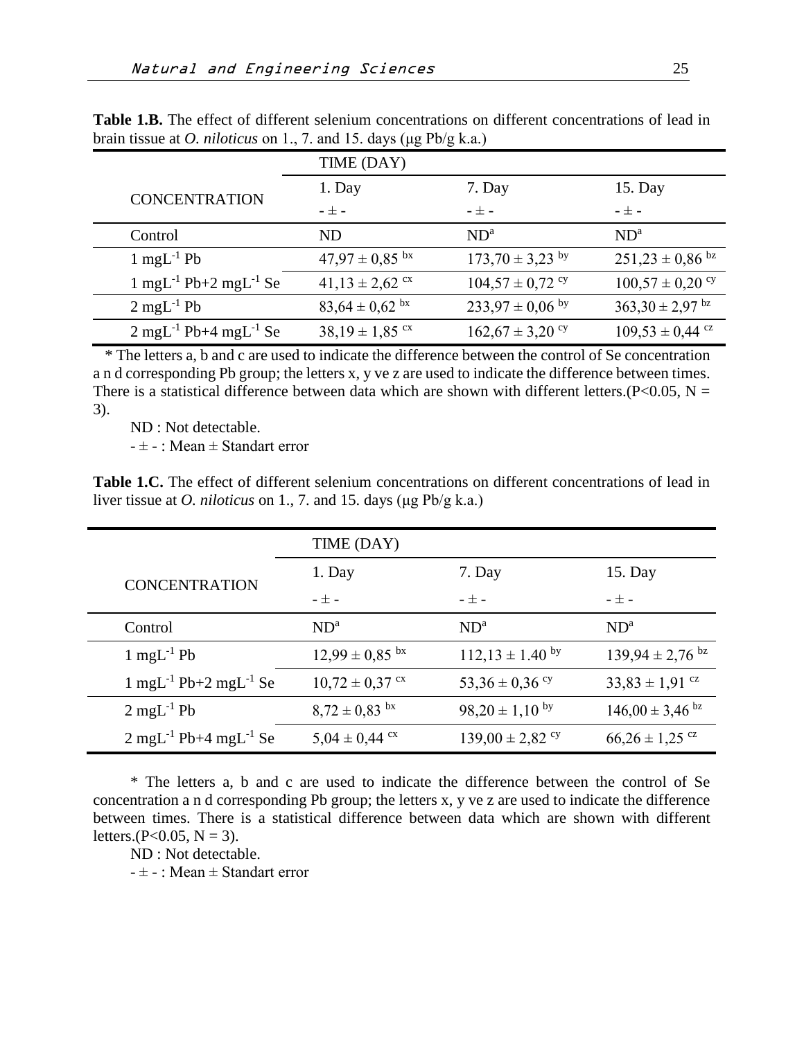**Table 1.B.** The effect of different selenium concentrations on different concentrations of lead in brain tissue at *O. niloticus* on 1., 7. and 15. days (μg Pb/g k.a.)

| CONCENTRATION | TIME (DAY) | | |
|---|---|---|---|
| | 1. Day | 7. Day | 15. Day |
| | - ± - | - ± - | - ± - |
| Control | ND | ND[a] | ND[a] |
| 1 $mgL^{-1}$ Pb | $47,97 \pm 0,85$ [bx] | $173,70 \pm 3,23$ [by] | $251,23 \pm 0,86$ [bz] |
| 1 $mgL^{-1}$ Pb+2 $mgL^{-1}$ Se | $41,13 \pm 2,62$ [cx] | $104,57 \pm 0,72$ [cy] | $100,57 \pm 0,20$ [cy] |
| 2 $mgL^{-1}$ Pb | $83,64 \pm 0,62$ [bx] | $233,97 \pm 0,06$ [by] | $363,30 \pm 2,97$ [bz] |
| 2 $mgL^{-1}$ Pb+4 $mgL^{-1}$ Se | $38,19 \pm 1,85$ [cx] | $162,67 \pm 3,20$ [cy] | $109,53 \pm 0,44$ [cz] |

* The letters a, b and c are used to indicate the difference between the control of Se concentration a n d corresponding Pb group; the letters x, y ve z are used to indicate the difference between times. There is a statistical difference between data which are shown with different letters.($P<0.05$, $N = 3$).

ND : Not detectable.

- ± - : Mean ± Standart error

**Table 1.C.** The effect of different selenium concentrations on different concentrations of lead in liver tissue at *O. niloticus* on 1., 7. and 15. days (μg Pb/g k.a.)

| CONCENTRATION | TIME (DAY) | | |
|---|---|---|---|
| | 1. Day | 7. Day | 15. Day |
| | - ± - | - ± - | - ± - |
| Control | ND[a] | ND[a] | ND[a] |
| 1 $mgL^{-1}$ Pb | $12,99 \pm 0,85$ [bx] | $112,13 \pm 1.40$ [by] | $139,94 \pm 2,76$ [bz] |
| 1 $mgL^{-1}$ Pb+2 $mgL^{-1}$ Se | $10,72 \pm 0,37$ [cx] | $53,36 \pm 0,36$ [cy] | $33,83 \pm 1,91$ [cz] |
| 2 $mgL^{-1}$ Pb | $8,72 \pm 0,83$ [bx] | $98,20 \pm 1,10$ [by] | $146,00 \pm 3,46$ [bz] |
| 2 $mgL^{-1}$ Pb+4 $mgL^{-1}$ Se | $5,04 \pm 0,44$ [cx] | $139,00 \pm 2,82$ [cy] | $66,26 \pm 1,25$ [cz] |

* The letters a, b and c are used to indicate the difference between the control of Se concentration a n d corresponding Pb group; the letters x, y ve z are used to indicate the difference between times. There is a statistical difference between data which are shown with different letters.($P<0.05$, $N = 3$).

ND : Not detectable.

- ± - : Mean ± Standart error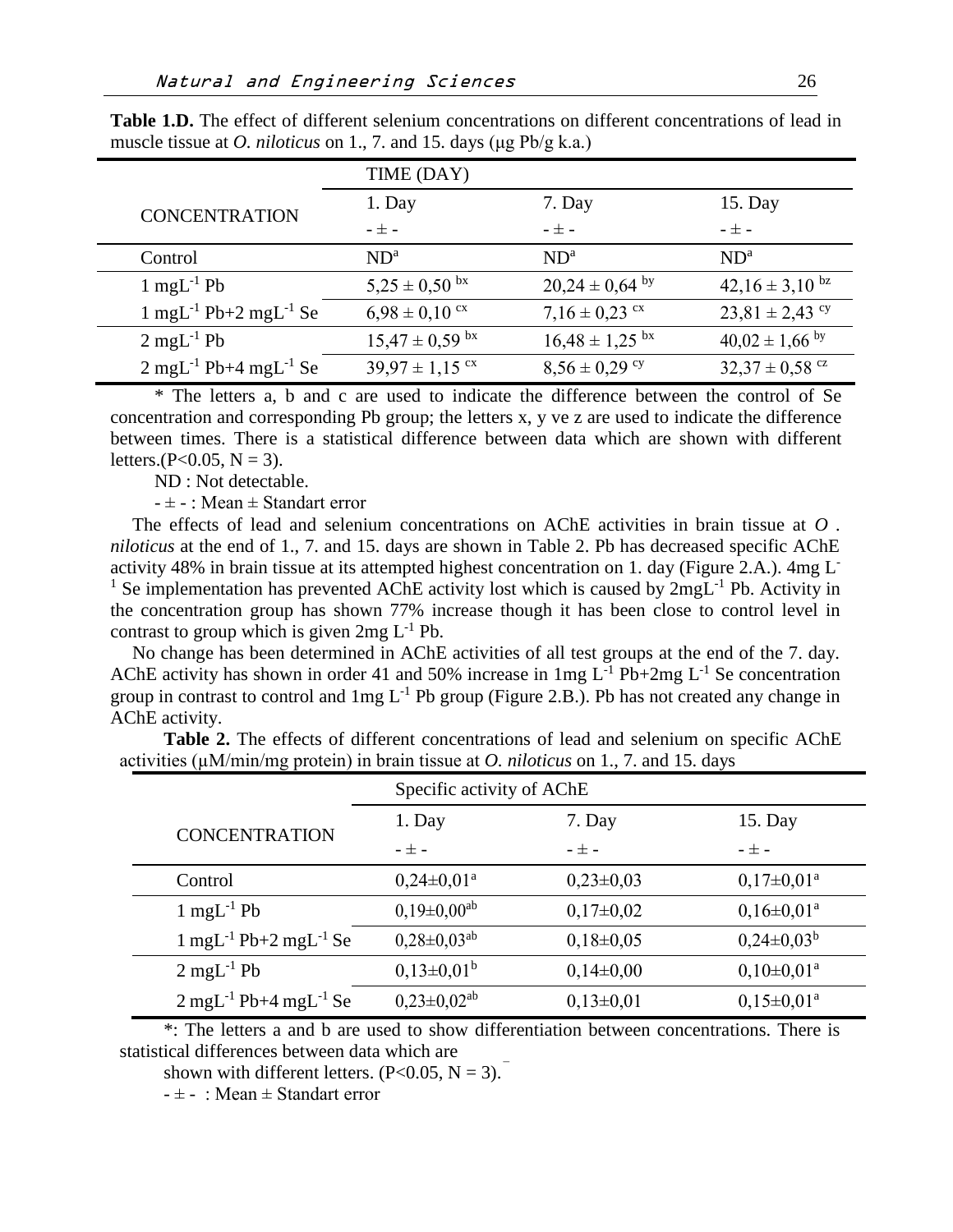**Table 1.D.** The effect of different selenium concentrations on different concentrations of lead in muscle tissue at *O. niloticus* on 1., 7. and 15. days (µg Pb/g k.a.)

| CONCENTRATION | TIME (DAY) | | |
|---|---|---|---|
| | 1. Day | 7. Day | 15. Day |
| | - ± - | - ± - | - ± - |
| Control | ND$^{a}$ | ND$^{a}$ | ND$^{a}$ |
| 1 $mgL^{-1}$ Pb | $5,25 \pm 0,50$ $^{bx}$ | $20,24 \pm 0,64$ $^{by}$ | $42,16 \pm 3,10$ $^{bz}$ |
| 1 $mgL^{-1}$ Pb+2 $mgL^{-1}$ Se | $6,98 \pm 0,10$ $^{cx}$ | $7,16 \pm 0,23$ $^{cx}$ | $23,81 \pm 2,43$ $^{cy}$ |
| 2 $mgL^{-1}$ Pb | $15,47 \pm 0,59$ $^{bx}$ | $16,48 \pm 1,25$ $^{bx}$ | $40,02 \pm 1,66$ $^{by}$ |
| 2 $mgL^{-1}$ Pb+4 $mgL^{-1}$ Se | $39,97 \pm 1,15$ $^{cx}$ | $8,56 \pm 0,29$ $^{cy}$ | $32,37 \pm 0,58$ $^{cz}$ |

\* The letters a, b and c are used to indicate the difference between the control of Se concentration and corresponding Pb group; the letters x, y ve z are used to indicate the difference between times. There is a statistical difference between data which are shown with different letters.($P<0.05$, $N = 3$).

ND : Not detectable.

- ± - : Mean ± Standart error

The effects of lead and selenium concentrations on AChE activities in brain tissue at *O . niloticus* at the end of 1., 7. and 15. days are shown in Table 2. Pb has decreased specific AChE activity 48% in brain tissue at its attempted highest concentration on 1. day (Figure 2.A.). 4mg $L^{-1}$ Se implementation has prevented AChE activity lost which is caused by 2$mgL^{-1}$ Pb. Activity in the concentration group has shown 77% increase though it has been close to control level in contrast to group which is given 2mg $L^{-1}$ Pb.

No change has been determined in AChE activities of all test groups at the end of the 7. day. AChE activity has shown in order 41 and 50% increase in 1mg $L^{-1}$ Pb+2mg $L^{-1}$ Se concentration group in contrast to control and 1mg $L^{-1}$ Pb group (Figure 2.B.). Pb has not created any change in AChE activity.

**Table 2.** The effects of different concentrations of lead and selenium on specific AChE activities (µM/min/mg protein) in brain tissue at *O. niloticus* on 1., 7. and 15. days

| CONCENTRATION | Specific activity of AChE | | |
|---|---|---|---|
| | 1. Day | 7. Day | 15. Day |
| | - ± - | - ± - | - ± - |
| Control | $0,24\pm0,01^{a}$ | $0,23\pm0,03$ | $0,17\pm0,01^{a}$ |
| 1 $mgL^{-1}$ Pb | $0,19\pm0,00^{ab}$ | $0,17\pm0,02$ | $0,16\pm0,01^{a}$ |
| 1 $mgL^{-1}$ Pb+2 $mgL^{-1}$ Se | $0,28\pm0,03^{ab}$ | $0,18\pm0,05$ | $0,24\pm0,03^{b}$ |
| 2 $mgL^{-1}$ Pb | $0,13\pm0,01^{b}$ | $0,14\pm0,00$ | $0,10\pm0,01^{a}$ |
| 2 $mgL^{-1}$ Pb+4 $mgL^{-1}$ Se | $0,23\pm0,02^{ab}$ | $0,13\pm0,01$ | $0,15\pm0,01^{a}$ |

\*: The letters a and b are used to show differentiation between concentrations. There is statistical differences between data which are shown with different letters. ($P<0.05$, $N = 3$).

- ± - : Mean ± Standart error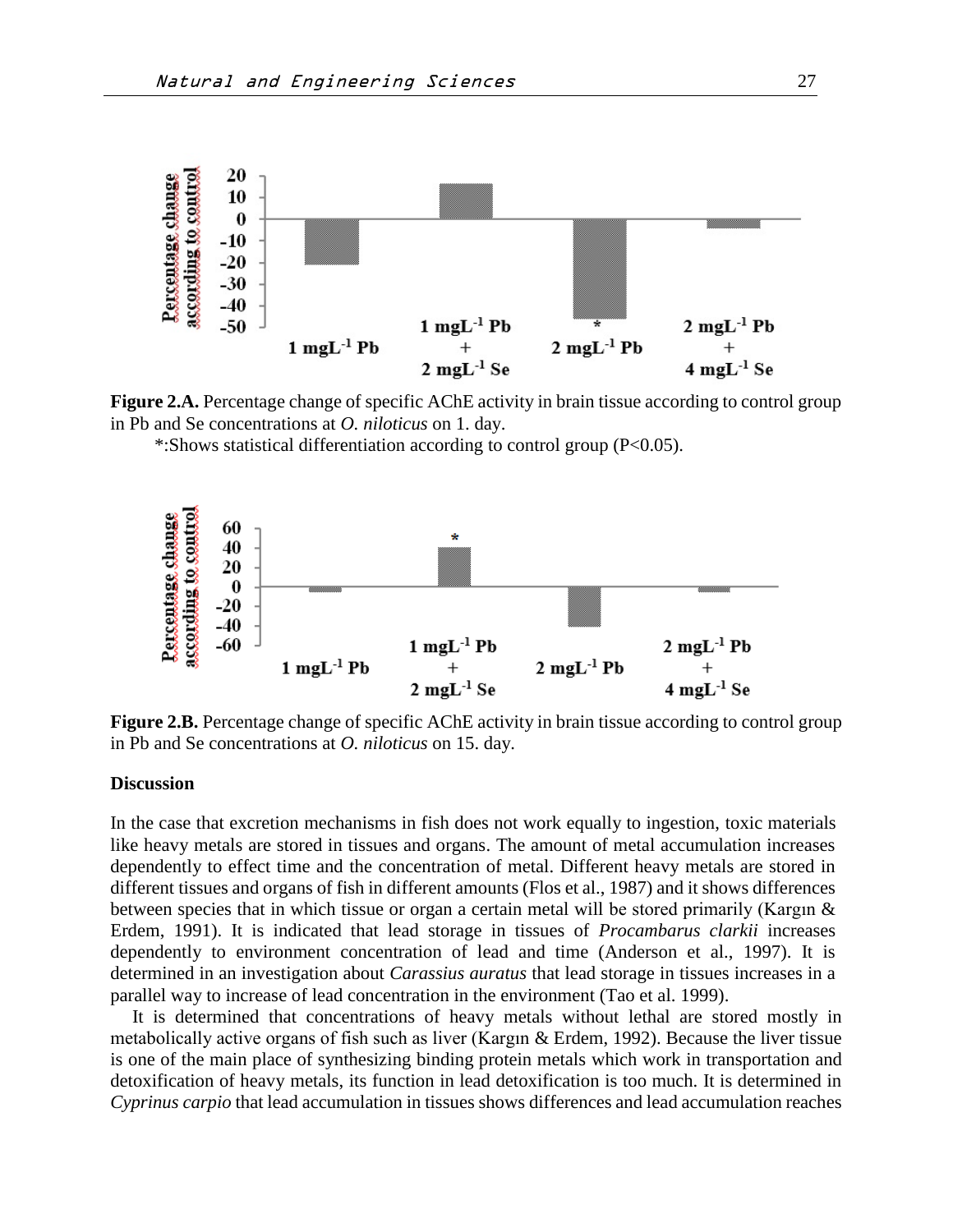**Figure 2.A.** Percentage change of specific AChE activity in brain tissue according to control group in Pb and Se concentrations at *O. niloticus* on 1. day.

*:Shows statistical differentiation according to control group (P<0.05).

**Figure 2.B.** Percentage change of specific AChE activity in brain tissue according to control group in Pb and Se concentrations at *O. niloticus* on 15. day.

**Discussion**

In the case that excretion mechanisms in fish does not work equally to ingestion, toxic materials like heavy metals are stored in tissues and organs. The amount of metal accumulation increases dependently to effect time and the concentration of metal. Different heavy metals are stored in different tissues and organs of fish in different amounts (Flos et al., 1987) and it shows differences between species that in which tissue or organ a certain metal will be stored primarily (Kargın & Erdem, 1991). It is indicated that lead storage in tissues of *Procambarus clarkii* increases dependently to environment concentration of lead and time (Anderson et al., 1997). It is determined in an investigation about *Carassius auratus* that lead storage in tissues increases in a parallel way to increase of lead concentration in the environment (Tao et al. 1999).

It is determined that concentrations of heavy metals without lethal are stored mostly in metabolically active organs of fish such as liver (Kargın & Erdem, 1992). Because the liver tissue is one of the main place of synthesizing binding protein metals which work in transportation and detoxification of heavy metals, its function in lead detoxification is too much. It is determined in *Cyprinus carpio* that lead accumulation in tissues shows differences and lead accumulation reaches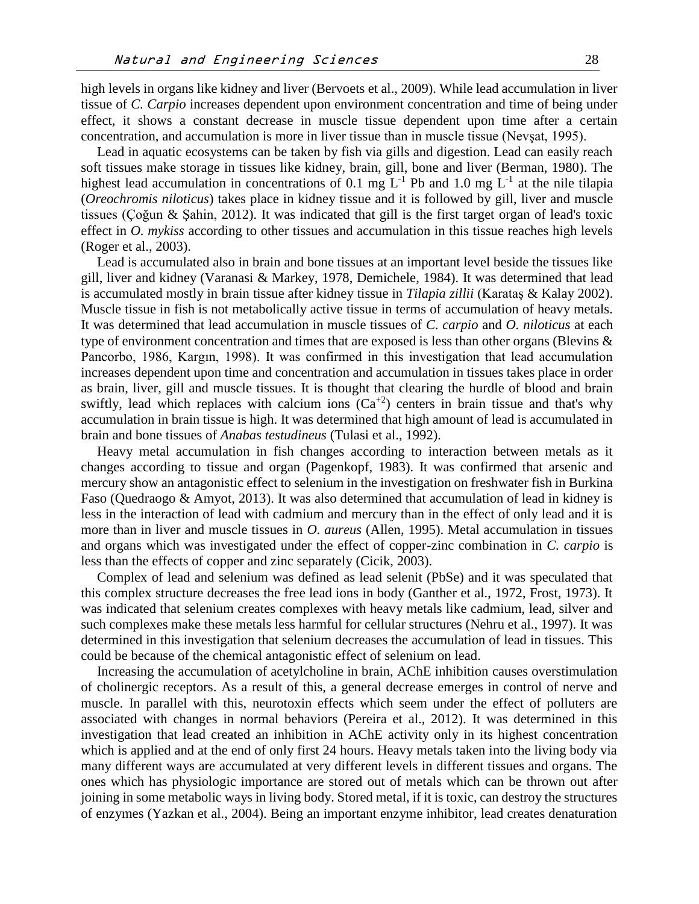high levels in organs like kidney and liver (Bervoets et al., 2009). While lead accumulation in liver tissue of *C. Carpio* increases dependent upon environment concentration and time of being under effect, it shows a constant decrease in muscle tissue dependent upon time after a certain concentration, and accumulation is more in liver tissue than in muscle tissue (Nevşat, 1995).

Lead in aquatic ecosystems can be taken by fish via gills and digestion. Lead can easily reach soft tissues make storage in tissues like kidney, brain, gill, bone and liver (Berman, 1980). The highest lead accumulation in concentrations of 0.1 mg $L^{-1}$ Pb and 1.0 mg $L^{-1}$ at the nile tilapia (*Oreochromis niloticus*) takes place in kidney tissue and it is followed by gill, liver and muscle tissues (Çoğun & Şahin, 2012). It was indicated that gill is the first target organ of lead's toxic effect in *O. mykiss* according to other tissues and accumulation in this tissue reaches high levels (Roger et al., 2003).

Lead is accumulated also in brain and bone tissues at an important level beside the tissues like gill, liver and kidney (Varanasi & Markey, 1978, Demichele, 1984). It was determined that lead is accumulated mostly in brain tissue after kidney tissue in *Tilapia zillii* (Karataş & Kalay 2002). Muscle tissue in fish is not metabolically active tissue in terms of accumulation of heavy metals. It was determined that lead accumulation in muscle tissues of *C. carpio* and *O. niloticus* at each type of environment concentration and times that are exposed is less than other organs (Blevins & Pancorbo, 1986, Kargın, 1998). It was confirmed in this investigation that lead accumulation increases dependent upon time and concentration and accumulation in tissues takes place in order as brain, liver, gill and muscle tissues. It is thought that clearing the hurdle of blood and brain swiftly, lead which replaces with calcium ions ($Ca^{+2}$) centers in brain tissue and that's why accumulation in brain tissue is high. It was determined that high amount of lead is accumulated in brain and bone tissues of *Anabas testudineus* (Tulasi et al., 1992).

Heavy metal accumulation in fish changes according to interaction between metals as it changes according to tissue and organ (Pagenkopf, 1983). It was confirmed that arsenic and mercury show an antagonistic effect to selenium in the investigation on freshwater fish in Burkina Faso (Quedraogo & Amyot, 2013). It was also determined that accumulation of lead in kidney is less in the interaction of lead with cadmium and mercury than in the effect of only lead and it is more than in liver and muscle tissues in *O. aureus* (Allen, 1995). Metal accumulation in tissues and organs which was investigated under the effect of copper-zinc combination in *C. carpio* is less than the effects of copper and zinc separately (Cicik, 2003).

Complex of lead and selenium was defined as lead selenit (PbSe) and it was speculated that this complex structure decreases the free lead ions in body (Ganther et al., 1972, Frost, 1973). It was indicated that selenium creates complexes with heavy metals like cadmium, lead, silver and such complexes make these metals less harmful for cellular structures (Nehru et al., 1997). It was determined in this investigation that selenium decreases the accumulation of lead in tissues. This could be because of the chemical antagonistic effect of selenium on lead.

Increasing the accumulation of acetylcholine in brain, AChE inhibition causes overstimulation of cholinergic receptors. As a result of this, a general decrease emerges in control of nerve and muscle. In parallel with this, neurotoxin effects which seem under the effect of polluters are associated with changes in normal behaviors (Pereira et al., 2012). It was determined in this investigation that lead created an inhibition in AChE activity only in its highest concentration which is applied and at the end of only first 24 hours. Heavy metals taken into the living body via many different ways are accumulated at very different levels in different tissues and organs. The ones which has physiologic importance are stored out of metals which can be thrown out after joining in some metabolic ways in living body. Stored metal, if it is toxic, can destroy the structures of enzymes (Yazkan et al., 2004). Being an important enzyme inhibitor, lead creates denaturation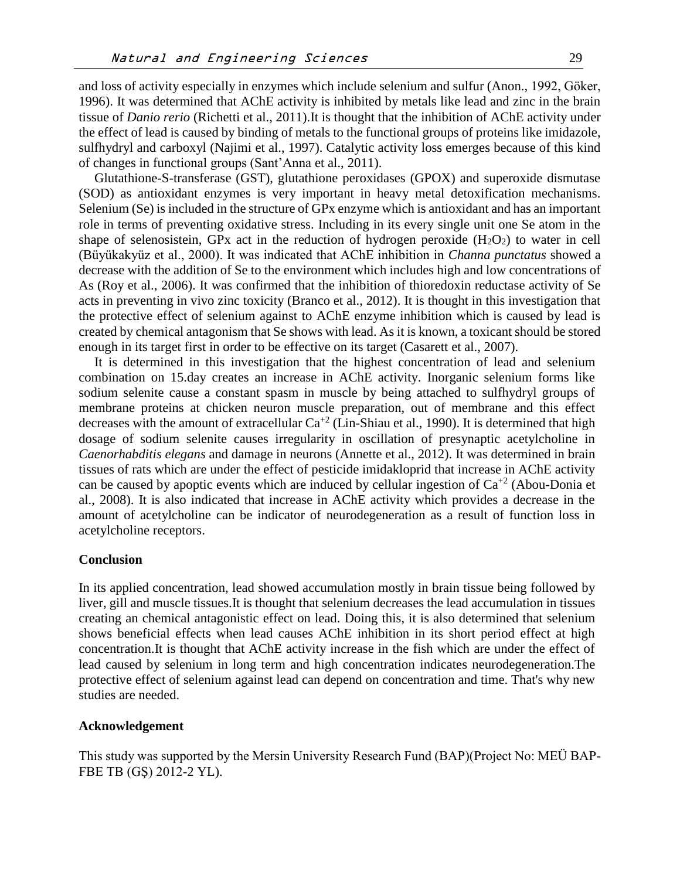and loss of activity especially in enzymes which include selenium and sulfur (Anon., 1992, Göker, 1996). It was determined that AChE activity is inhibited by metals like lead and zinc in the brain tissue of *Danio rerio* (Richetti et al., 2011).It is thought that the inhibition of AChE activity under the effect of lead is caused by binding of metals to the functional groups of proteins like imidazole, sulfhydryl and carboxyl (Najimi et al., 1997). Catalytic activity loss emerges because of this kind of changes in functional groups (Sant'Anna et al., 2011).

Glutathione-S-transferase (GST), glutathione peroxidases (GPOX) and superoxide dismutase (SOD) as antioxidant enzymes is very important in heavy metal detoxification mechanisms. Selenium (Se) is included in the structure of GPx enzyme which is antioxidant and has an important role in terms of preventing oxidative stress. Including in its every single unit one Se atom in the shape of selenosistein, GPx act in the reduction of hydrogen peroxide ($H_2O_2$) to water in cell (Büyükakyüz et al., 2000). It was indicated that AChE inhibition in *Channa punctatus* showed a decrease with the addition of Se to the environment which includes high and low concentrations of As (Roy et al., 2006). It was confirmed that the inhibition of thioredoxin reductase activity of Se acts in preventing in vivo zinc toxicity (Branco et al., 2012). It is thought in this investigation that the protective effect of selenium against to AChE enzyme inhibition which is caused by lead is created by chemical antagonism that Se shows with lead. As it is known, a toxicant should be stored enough in its target first in order to be effective on its target (Casarett et al., 2007).

It is determined in this investigation that the highest concentration of lead and selenium combination on 15.day creates an increase in AChE activity. Inorganic selenium forms like sodium selenite cause a constant spasm in muscle by being attached to sulfhydryl groups of membrane proteins at chicken neuron muscle preparation, out of membrane and this effect decreases with the amount of extracellular $Ca^{+2}$ (Lin-Shiau et al., 1990). It is determined that high dosage of sodium selenite causes irregularity in oscillation of presynaptic acetylcholine in *Caenorhabditis elegans* and damage in neurons (Annette et al., 2012). It was determined in brain tissues of rats which are under the effect of pesticide imidakloprid that increase in AChE activity can be caused by apoptic events which are induced by cellular ingestion of $Ca^{+2}$ (Abou-Donia et al., 2008). It is also indicated that increase in AChE activity which provides a decrease in the amount of acetylcholine can be indicator of neurodegeneration as a result of function loss in acetylcholine receptors.

## Conclusion

In its applied concentration, lead showed accumulation mostly in brain tissue being followed by liver, gill and muscle tissues.It is thought that selenium decreases the lead accumulation in tissues creating an chemical antagonistic effect on lead. Doing this, it is also determined that selenium shows beneficial effects when lead causes AChE inhibition in its short period effect at high concentration.It is thought that AChE activity increase in the fish which are under the effect of lead caused by selenium in long term and high concentration indicates neurodegeneration.The protective effect of selenium against lead can depend on concentration and time. That's why new studies are needed.

## Acknowledgement

This study was supported by the Mersin University Research Fund (BAP)(Project No: MEÜ BAP-FBE TB (GŞ) 2012-2 YL).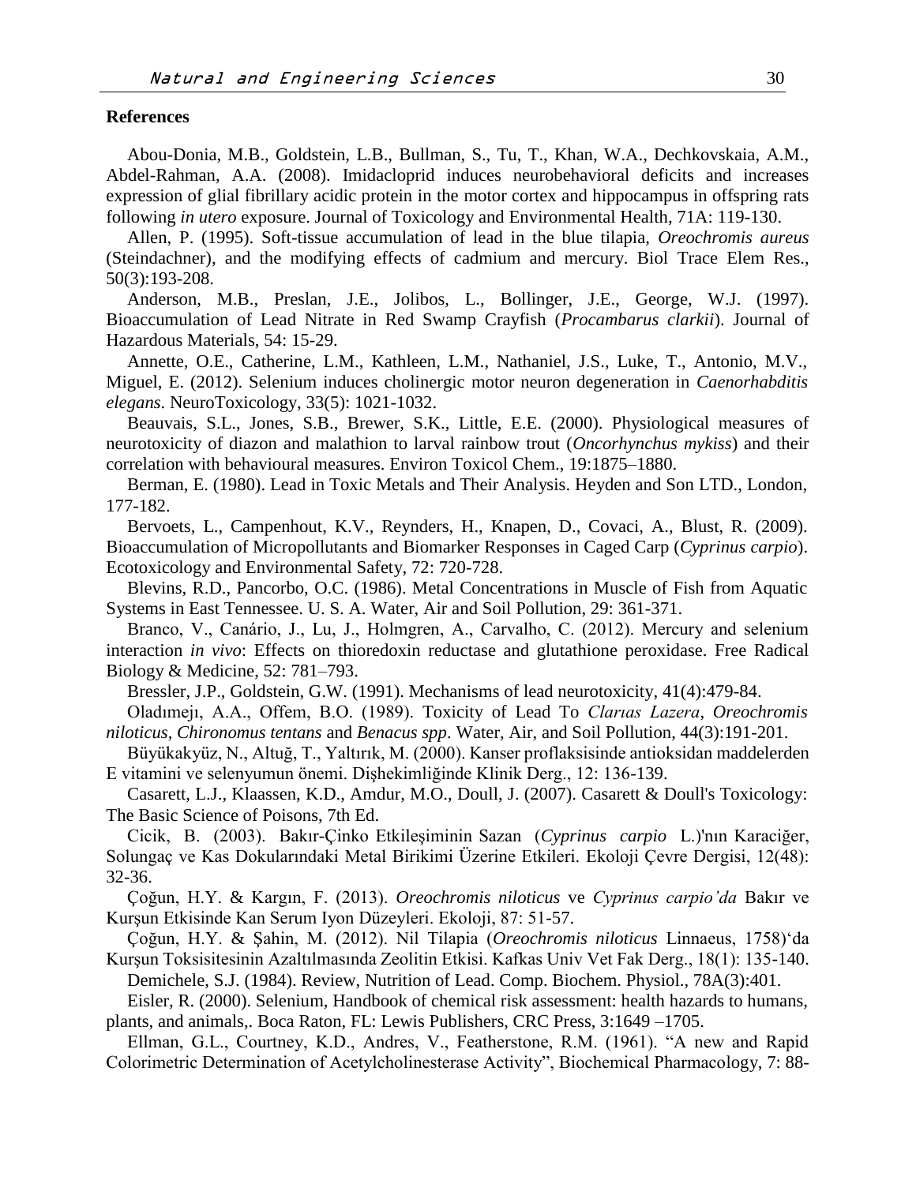### References

Abou-Donia, M.B., Goldstein, L.B., Bullman, S., Tu, T., Khan, W.A., Dechkovskaia, A.M., Abdel-Rahman, A.A. (2008). Imidacloprid induces neurobehavioral deficits and increases expression of glial fibrillary acidic protein in the motor cortex and hippocampus in offspring rats following *in utero* exposure. Journal of Toxicology and Environmental Health, 71A: 119-130.

Allen, P. (1995). Soft-tissue accumulation of lead in the blue tilapia, *Oreochromis aureus* (Steindachner), and the modifying effects of cadmium and mercury. Biol Trace Elem Res., 50(3):193-208.

Anderson, M.B., Preslan, J.E., Jolibos, L., Bollinger, J.E., George, W.J. (1997). Bioaccumulation of Lead Nitrate in Red Swamp Crayfish (*Procambarus clarkii*). Journal of Hazardous Materials, 54: 15-29.

Annette, O.E., Catherine, L.M., Kathleen, L.M., Nathaniel, J.S., Luke, T., Antonio, M.V., Miguel, E. (2012). Selenium induces cholinergic motor neuron degeneration in *Caenorhabditis elegans*. NeuroToxicology, 33(5): 1021-1032.

Beauvais, S.L., Jones, S.B., Brewer, S.K., Little, E.E. (2000). Physiological measures of neurotoxicity of diazon and malathion to larval rainbow trout (*Oncorhynchus mykiss*) and their correlation with behavioural measures. Environ Toxicol Chem., 19:1875–1880.

Berman, E. (1980). Lead in Toxic Metals and Their Analysis. Heyden and Son LTD., London, 177-182.

Bervoets, L., Campenhout, K.V., Reynders, H., Knapen, D., Covaci, A., Blust, R. (2009). Bioaccumulation of Micropollutants and Biomarker Responses in Caged Carp (*Cyprinus carpio*). Ecotoxicology and Environmental Safety, 72: 720-728.

Blevins, R.D., Pancorbo, O.C. (1986). Metal Concentrations in Muscle of Fish from Aquatic Systems in East Tennessee. U. S. A. Water, Air and Soil Pollution, 29: 361-371.

Branco, V., Canário, J., Lu, J., Holmgren, A., Carvalho, C. (2012). Mercury and selenium interaction *in vivo*: Effects on thioredoxin reductase and glutathione peroxidase. Free Radical Biology & Medicine, 52: 781–793.

Bressler, J.P., Goldstein, G.W. (1991). Mechanisms of lead neurotoxicity, 41(4):479-84.

Oladımejı, A.A., Offem, B.O. (1989). Toxicity of Lead To *Clarıas Lazera*, *Oreochromis niloticus*, *Chironomus tentans* and *Benacus spp*. Water, Air, and Soil Pollution, 44(3):191-201.

Büyükakyüz, N., Altuğ, T., Yaltırık, M. (2000). Kanser proflaksisinde antioksidan maddelerden E vitamini ve selenyumun önemi. Dişhekimliğinde Klinik Derg., 12: 136-139.

Casarett, L.J., Klaassen, K.D., Amdur, M.O., Doull, J. (2007). Casarett & Doull's Toxicology: The Basic Science of Poisons, 7th Ed.

Cicik, B. (2003). Bakır-Çinko Etkileşiminin Sazan (*Cyprinus carpio* L.)'nın Karaciğer, Solungaç ve Kas Dokularındaki Metal Birikimi Üzerine Etkileri. Ekoloji Çevre Dergisi, 12(48): 32-36.

Çoğun, H.Y. & Kargın, F. (2013). *Oreochromis niloticus* ve *Cyprinus carpio'da* Bakır ve Kurşun Etkisinde Kan Serum Iyon Düzeyleri. Ekoloji, 87: 51-57.

Çoğun, H.Y. & Şahin, M. (2012). Nil Tilapia (*Oreochromis niloticus* Linnaeus, 1758)'da Kurşun Toksisitesinin Azaltılmasında Zeolitin Etkisi. Kafkas Univ Vet Fak Derg., 18(1): 135-140.

Demichele, S.J. (1984). Review, Nutrition of Lead. Comp. Biochem. Physiol., 78A(3):401.

Eisler, R. (2000). Selenium, Handbook of chemical risk assessment: health hazards to humans, plants, and animals,. Boca Raton, FL: Lewis Publishers, CRC Press, 3:1649 –1705.

Ellman, G.L., Courtney, K.D., Andres, V., Featherstone, R.M. (1961). "A new and Rapid Colorimetric Determination of Acetylcholinesterase Activity", Biochemical Pharmacology, 7: 88-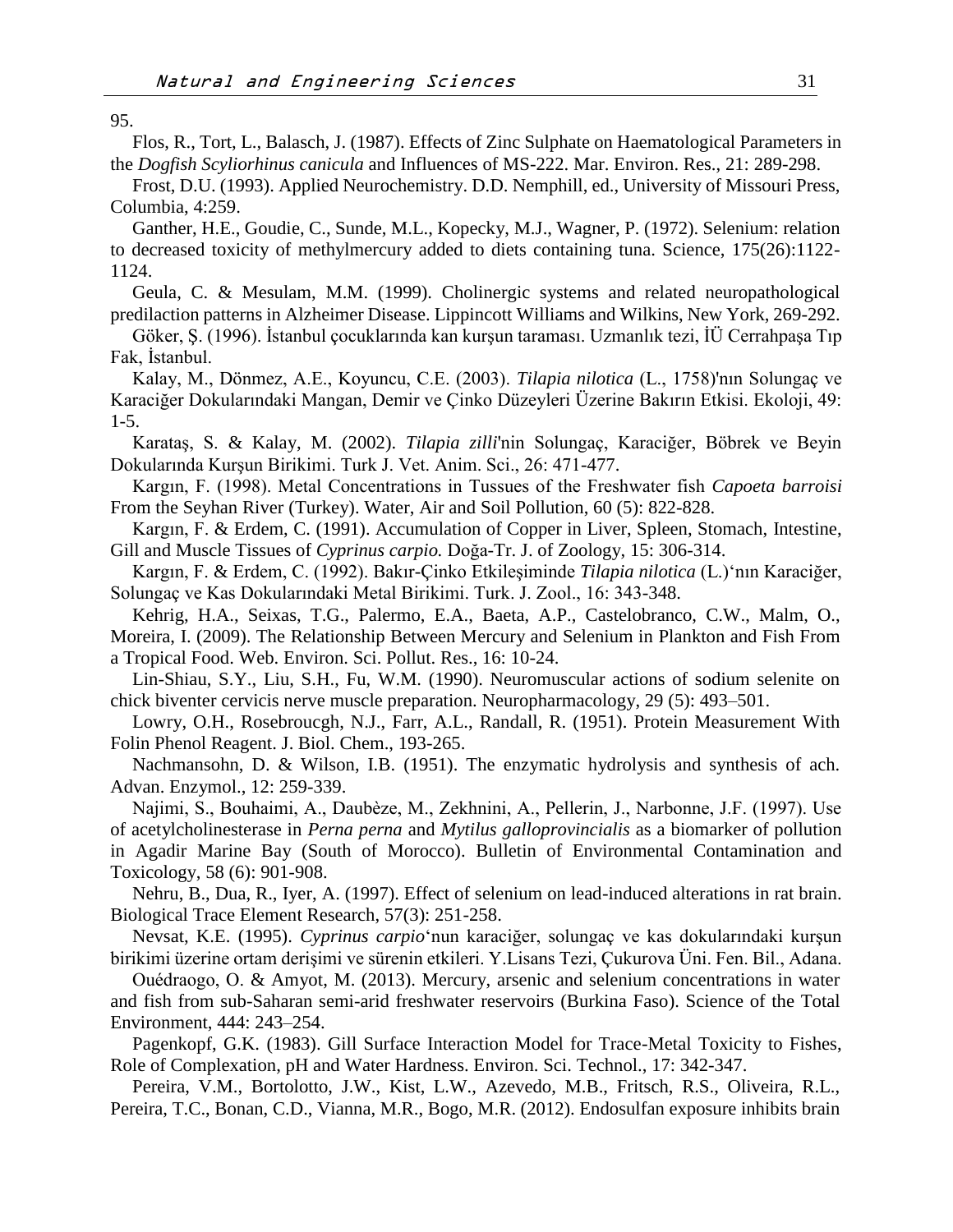95.

Flos, R., Tort, L., Balasch, J. (1987). Effects of Zinc Sulphate on Haematological Parameters in the *Dogfish Scyliorhinus canicula* and Influences of MS-222. Mar. Environ. Res., 21: 289-298.

Frost, D.U. (1993). Applied Neurochemistry. D.D. Nemphill, ed., University of Missouri Press, Columbia, 4:259.

Ganther, H.E., Goudie, C., Sunde, M.L., Kopecky, M.J., Wagner, P. (1972). Selenium: relation to decreased toxicity of methylmercury added to diets containing tuna. Science, 175(26):1122-1124.

Geula, C. & Mesulam, M.M. (1999). Cholinergic systems and related neuropathological predilaction patterns in Alzheimer Disease. Lippincott Williams and Wilkins, New York, 269-292.

Göker, Ş. (1996). İstanbul çocuklarında kan kurşun taraması. Uzmanlık tezi, İÜ Cerrahpaşa Tıp Fak, İstanbul.

Kalay, M., Dönmez, A.E., Koyuncu, C.E. (2003). *Tilapia nilotica* (L., 1758)'nın Solungaç ve Karaciğer Dokularındaki Mangan, Demir ve Çinko Düzeyleri Üzerine Bakırın Etkisi. Ekoloji, 49: 1-5.

Karataş, S. & Kalay, M. (2002). *Tilapia zilli*'nin Solungaç, Karaciğer, Böbrek ve Beyin Dokularında Kurşun Birikimi. Turk J. Vet. Anim. Sci., 26: 471-477.

Kargın, F. (1998). Metal Concentrations in Tussues of the Freshwater fish *Capoeta barroisi* From the Seyhan River (Turkey). Water, Air and Soil Pollution, 60 (5): 822-828.

Kargın, F. & Erdem, C. (1991). Accumulation of Copper in Liver, Spleen, Stomach, Intestine, Gill and Muscle Tissues of *Cyprinus carpio.* Doğa-Tr. J. of Zoology, 15: 306-314.

Kargın, F. & Erdem, C. (1992). Bakır-Çinko Etkileşiminde *Tilapia nilotica* (L.)'nın Karaciğer, Solungaç ve Kas Dokularındaki Metal Birikimi. Turk. J. Zool., 16: 343-348.

Kehrig, H.A., Seixas, T.G., Palermo, E.A., Baeta, A.P., Castelobranco, C.W., Malm, O., Moreira, I. (2009). The Relationship Between Mercury and Selenium in Plankton and Fish From a Tropical Food. Web. Environ. Sci. Pollut. Res., 16: 10-24.

Lin-Shiau, S.Y., Liu, S.H., Fu, W.M. (1990). Neuromuscular actions of sodium selenite on chick biventer cervicis nerve muscle preparation. Neuropharmacology, 29 (5): 493–501.

Lowry, O.H., Rosebroucgh, N.J., Farr, A.L., Randall, R. (1951). Protein Measurement With Folin Phenol Reagent. J. Biol. Chem., 193-265.

Nachmansohn, D. & Wilson, I.B. (1951). The enzymatic hydrolysis and synthesis of ach. Advan. Enzymol., 12: 259-339.

Najimi, S., Bouhaimi, A., Daubèze, M., Zekhnini, A., Pellerin, J., Narbonne, J.F. (1997). Use of acetylcholinesterase in *Perna perna* and *Mytilus galloprovincialis* as a biomarker of pollution in Agadir Marine Bay (South of Morocco). Bulletin of Environmental Contamination and Toxicology, 58 (6): 901-908.

Nehru, B., Dua, R., Iyer, A. (1997). Effect of selenium on lead-induced alterations in rat brain. Biological Trace Element Research, 57(3): 251-258.

Nevsat, K.E. (1995). *Cyprinus carpio*'nun karaciğer, solungaç ve kas dokularındaki kurşun birikimi üzerine ortam derişimi ve sürenin etkileri. Y.Lisans Tezi, Çukurova Üni. Fen. Bil., Adana.

Ouédraogo, O. & Amyot, M. (2013). Mercury, arsenic and selenium concentrations in water and fish from sub-Saharan semi-arid freshwater reservoirs (Burkina Faso). Science of the Total Environment, 444: 243–254.

Pagenkopf, G.K. (1983). Gill Surface Interaction Model for Trace-Metal Toxicity to Fishes, Role of Complexation, pH and Water Hardness. Environ. Sci. Technol., 17: 342-347.

Pereira, V.M., Bortolotto, J.W., Kist, L.W., Azevedo, M.B., Fritsch, R.S., Oliveira, R.L., Pereira, T.C., Bonan, C.D., Vianna, M.R., Bogo, M.R. (2012). Endosulfan exposure inhibits brain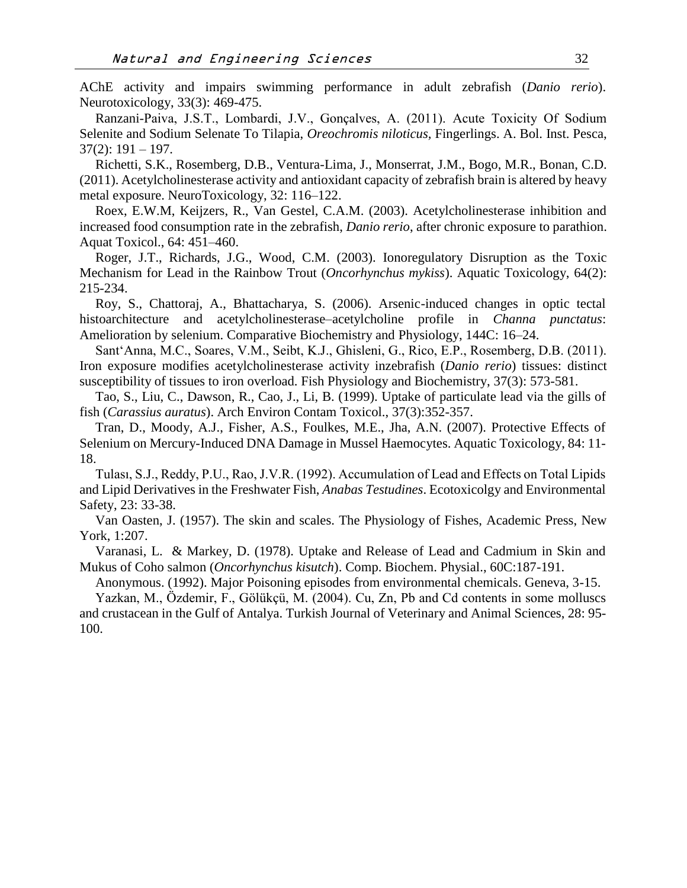AChE activity and impairs swimming performance in adult zebrafish (*Danio rerio*). Neurotoxicology, 33(3): 469-475.

Ranzani-Paiva, J.S.T., Lombardi, J.V., Gonçalves, A. (2011). Acute Toxicity Of Sodium Selenite and Sodium Selenate To Tilapia, *Oreochromis niloticus*, Fingerlings. A. Bol. Inst. Pesca, 37(2): 191 – 197.

Richetti, S.K., Rosemberg, D.B., Ventura-Lima, J., Monserrat, J.M., Bogo, M.R., Bonan, C.D. (2011). Acetylcholinesterase activity and antioxidant capacity of zebrafish brain is altered by heavy metal exposure. NeuroToxicology, 32: 116–122.

Roex, E.W.M, Keijzers, R., Van Gestel, C.A.M. (2003). Acetylcholinesterase inhibition and increased food consumption rate in the zebrafish, *Danio rerio*, after chronic exposure to parathion. Aquat Toxicol., 64: 451–460.

Roger, J.T., Richards, J.G., Wood, C.M. (2003). Ionoregulatory Disruption as the Toxic Mechanism for Lead in the Rainbow Trout (*Oncorhynchus mykiss*). Aquatic Toxicology, 64(2): 215-234.

Roy, S., Chattoraj, A., Bhattacharya, S. (2006). Arsenic-induced changes in optic tectal histoarchitecture and acetylcholinesterase–acetylcholine profile in *Channa punctatus*: Amelioration by selenium. Comparative Biochemistry and Physiology, 144C: 16–24.

Sant'Anna, M.C., Soares, V.M., Seibt, K.J., Ghisleni, G., Rico, E.P., Rosemberg, D.B. (2011). Iron exposure modifies acetylcholinesterase activity inzebrafish (*Danio rerio*) tissues: distinct susceptibility of tissues to iron overload. Fish Physiology and Biochemistry, 37(3): 573-581.

Tao, S., Liu, C., Dawson, R., Cao, J., Li, B. (1999). Uptake of particulate lead via the gills of fish (*Carassius auratus*). Arch Environ Contam Toxicol., 37(3):352-357.

Tran, D., Moody, A.J., Fisher, A.S., Foulkes, M.E., Jha, A.N. (2007). Protective Effects of Selenium on Mercury-Induced DNA Damage in Mussel Haemocytes. Aquatic Toxicology, 84: 11-18.

Tulası, S.J., Reddy, P.U., Rao, J.V.R. (1992). Accumulation of Lead and Effects on Total Lipids and Lipid Derivatives in the Freshwater Fish, *Anabas Testudines*. Ecotoxicolgy and Environmental Safety, 23: 33-38.

Van Oasten, J. (1957). The skin and scales. The Physiology of Fishes, Academic Press, New York, 1:207.

Varanasi, L. & Markey, D. (1978). Uptake and Release of Lead and Cadmium in Skin and Mukus of Coho salmon (*Oncorhynchus kisutch*). Comp. Biochem. Physial., 60C:187-191.

Anonymous. (1992). Major Poisoning episodes from environmental chemicals. Geneva, 3-15.

Yazkan, M., Özdemir, F., Gölükçü, M. (2004). Cu, Zn, Pb and Cd contents in some molluscs and crustacean in the Gulf of Antalya. Turkish Journal of Veterinary and Animal Sciences, 28: 95-100.